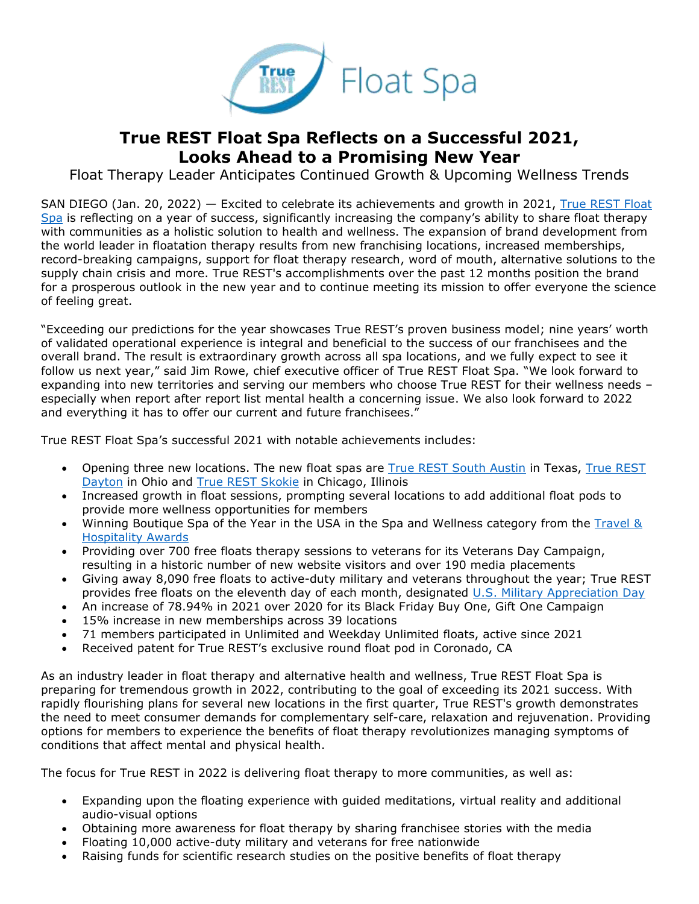# True REST Float Spa Reflects on a Successful 2021, Looks Ahead to a Promising New Year

Float Therapy Leader Anticipates Continued Growth & Upcoming Wellness Trends

SAN DIEGO (Jan. 20, 2022) — Excited to celebrate its achievements and growth in 2021, True REST Float Spa is reflecting on a year of success, significantly increasing the company's ability to share float therapy with communities as a holistic solution to health and wellness. The expansion of brand development from the world leader in floatation therapy results from new franchising locations, increased memberships, record-breaking campaigns, support for float therapy research, word of mouth, alternative solutions to the supply chain crisis and more. True REST's accomplishments over the past 12 months position the brand for a prosperous outlook in the new year and to continue meeting its mission to offer everyone the science of feeling great.

"Exceeding our predictions for the year showcases True REST's proven business model; nine years' worth of validated operational experience is integral and beneficial to the success of our franchisees and the overall brand. The result is extraordinary growth across all spa locations, and we fully expect to see it follow us next year," said Jim Rowe, chief executive officer of True REST Float Spa. "We look forward to expanding into new territories and serving our members who choose True REST for their wellness needs – especially when report after report list mental health a concerning issue. We also look forward to 2022 and everything it has to offer our current and future franchisees."

True REST Float Spa's successful 2021 with notable achievements includes:

- Opening three new locations. The new float spas are True REST South Austin in Texas, True REST Dayton in Ohio and True REST Skokie in Chicago, Illinois
- Increased growth in float sessions, prompting several locations to add additional float pods to provide more wellness opportunities for members
- Winning Boutique Spa of the Year in the USA in the Spa and Wellness category from the Travel & Hospitality Awards
- Providing over 700 free floats therapy sessions to veterans for its Veterans Day Campaign, resulting in a historic number of new website visitors and over 190 media placements
- Giving away 8,090 free floats to active-duty military and veterans throughout the year; True REST provides free floats on the eleventh day of each month, designated U.S. Military Appreciation Day
- An increase of 78.94% in 2021 over 2020 for its Black Friday Buy One, Gift One Campaign
- 15% increase in new memberships across 39 locations
- 71 members participated in Unlimited and Weekday Unlimited floats, active since 2021
- Received patent for True REST's exclusive round float pod in Coronado, CA

As an industry leader in float therapy and alternative health and wellness, True REST Float Spa is preparing for tremendous growth in 2022, contributing to the goal of exceeding its 2021 success. With rapidly flourishing plans for several new locations in the first quarter, True REST's growth demonstrates the need to meet consumer demands for complementary self-care, relaxation and rejuvenation. Providing options for members to experience the benefits of float therapy revolutionizes managing symptoms of conditions that affect mental and physical health.

The focus for True REST in 2022 is delivering float therapy to more communities, as well as:

- Expanding upon the floating experience with guided meditations, virtual reality and additional audio-visual options
- Obtaining more awareness for float therapy by sharing franchisee stories with the media
- Floating 10,000 active-duty military and veterans for free nationwide
- Raising funds for scientific research studies on the positive benefits of float therapy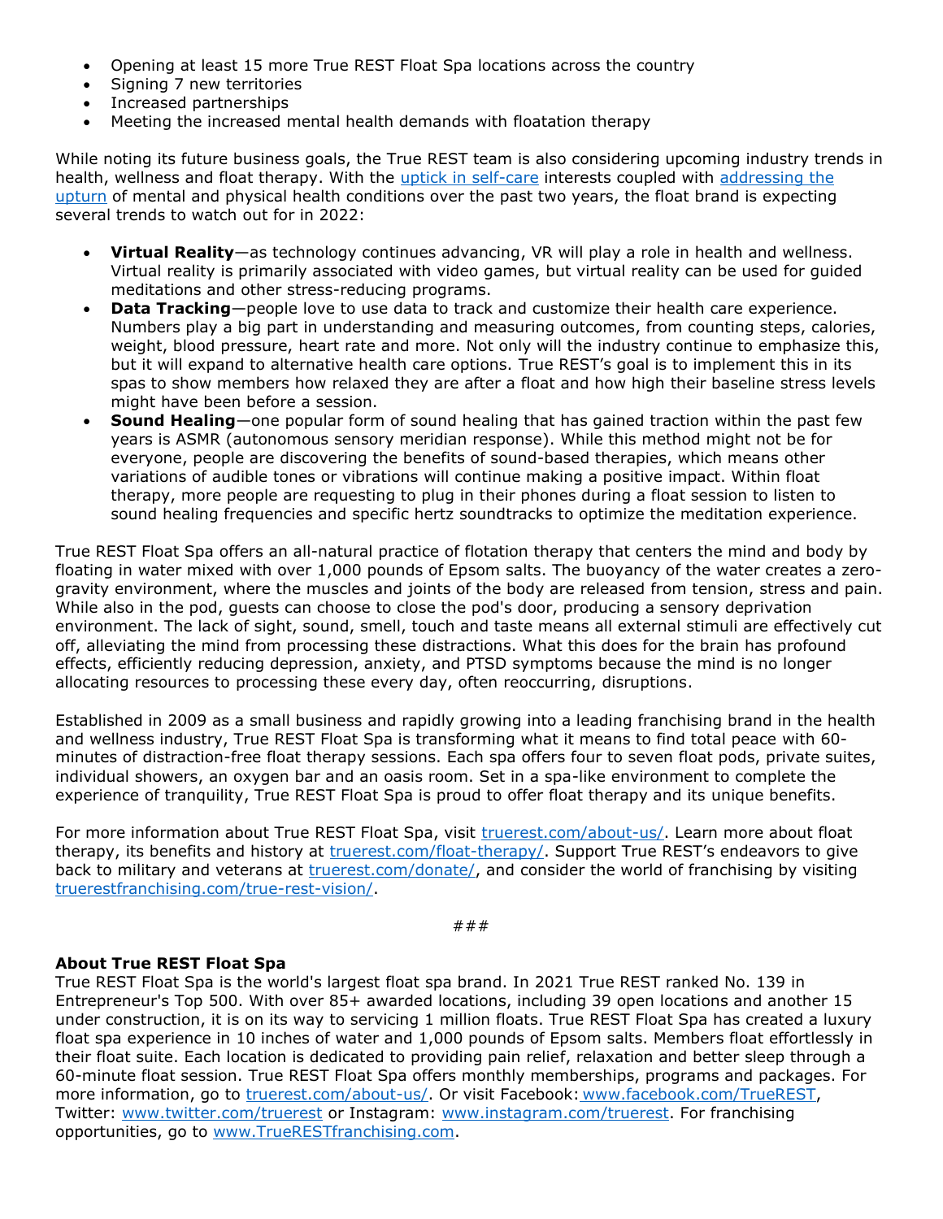- Opening at least 15 more True REST Float Spa locations across the country
- Signing 7 new territories
- Increased partnerships
- Meeting the increased mental health demands with floatation therapy

While noting its future business goals, the True REST team is also considering upcoming industry trends in health, wellness and float therapy. With the [uptick in self-care]() interests coupled with [addressing the upturn]() of mental and physical health conditions over the past two years, the float brand is expecting several trends to watch out for in 2022:

- **Virtual Reality**—as technology continues advancing, VR will play a role in health and wellness. Virtual reality is primarily associated with video games, but virtual reality can be used for guided meditations and other stress-reducing programs.
- **Data Tracking**—people love to use data to track and customize their health care experience. Numbers play a big part in understanding and measuring outcomes, from counting steps, calories, weight, blood pressure, heart rate and more. Not only will the industry continue to emphasize this, but it will expand to alternative health care options. True REST's goal is to implement this in its spas to show members how relaxed they are after a float and how high their baseline stress levels might have been before a session.
- **Sound Healing**—one popular form of sound healing that has gained traction within the past few years is ASMR (autonomous sensory meridian response). While this method might not be for everyone, people are discovering the benefits of sound-based therapies, which means other variations of audible tones or vibrations will continue making a positive impact. Within float therapy, more people are requesting to plug in their phones during a float session to listen to sound healing frequencies and specific hertz soundtracks to optimize the meditation experience.

True REST Float Spa offers an all-natural practice of flotation therapy that centers the mind and body by floating in water mixed with over 1,000 pounds of Epsom salts. The buoyancy of the water creates a zero-gravity environment, where the muscles and joints of the body are released from tension, stress and pain. While also in the pod, guests can choose to close the pod's door, producing a sensory deprivation environment. The lack of sight, sound, smell, touch and taste means all external stimuli are effectively cut off, alleviating the mind from processing these distractions. What this does for the brain has profound effects, efficiently reducing depression, anxiety, and PTSD symptoms because the mind is no longer allocating resources to processing these every day, often reoccurring, disruptions.

Established in 2009 as a small business and rapidly growing into a leading franchising brand in the health and wellness industry, True REST Float Spa is transforming what it means to find total peace with 60-minutes of distraction-free float therapy sessions. Each spa offers four to seven float pods, private suites, individual showers, an oxygen bar and an oasis room. Set in a spa-like environment to complete the experience of tranquility, True REST Float Spa is proud to offer float therapy and its unique benefits.

For more information about True REST Float Spa, visit [truerest.com/about-us/](). Learn more about float therapy, its benefits and history at [truerest.com/float-therapy/](). Support True REST's endeavors to give back to military and veterans at [truerest.com/donate/](), and consider the world of franchising by visiting [truerestfranchising.com/true-rest-vision/]().

###

**About True REST Float Spa**

True REST Float Spa is the world's largest float spa brand. In 2021 True REST ranked No. 139 in Entrepreneur's Top 500. With over 85+ awarded locations, including 39 open locations and another 15 under construction, it is on its way to servicing 1 million floats. True REST Float Spa has created a luxury float spa experience in 10 inches of water and 1,000 pounds of Epsom salts. Members float effortlessly in their float suite. Each location is dedicated to providing pain relief, relaxation and better sleep through a 60-minute float session. True REST Float Spa offers monthly memberships, programs and packages. For more information, go to [truerest.com/about-us/](). Or visit Facebook: [www.facebook.com/TrueREST](), Twitter: [www.twitter.com/truerest]() or Instagram: [www.instagram.com/truerest](). For franchising opportunities, go to [www.TrueRESTfranchising.com]().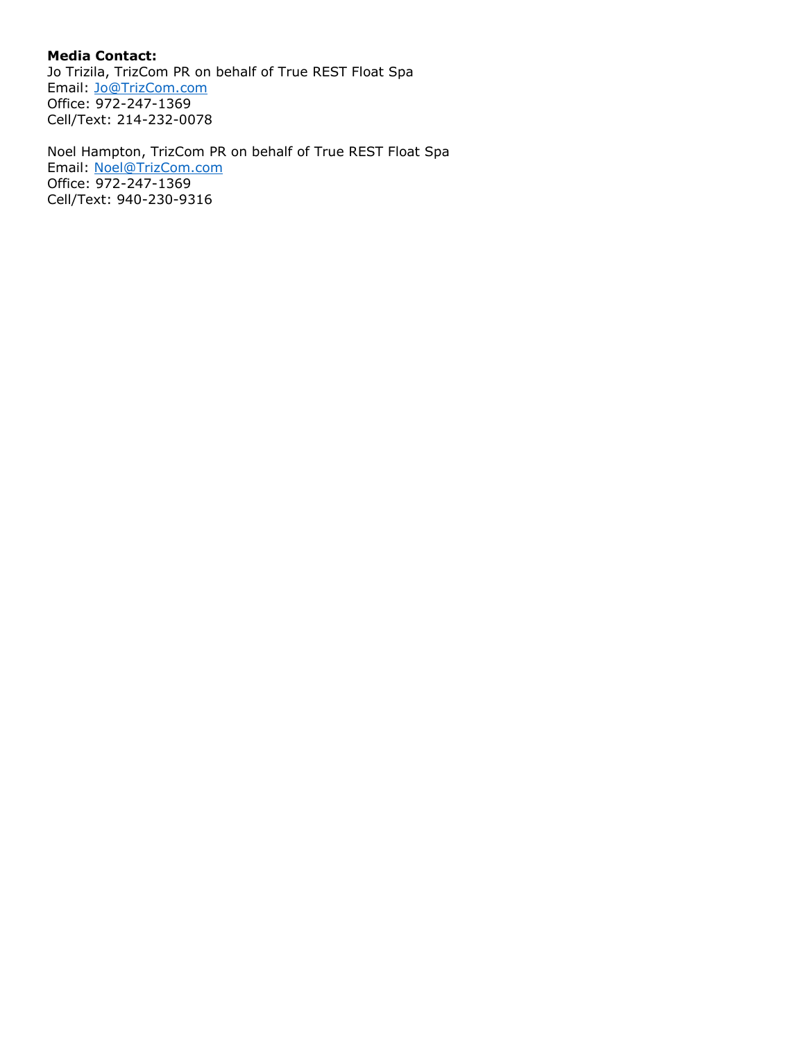**Media Contact:**
Jo Trizila, TrizCom PR on behalf of True REST Float Spa
Email: Jo@TrizCom.com
Office: 972-247-1369
Cell/Text: 214-232-0078

Noel Hampton, TrizCom PR on behalf of True REST Float Spa
Email: Noel@TrizCom.com
Office: 972-247-1369
Cell/Text: 940-230-9316